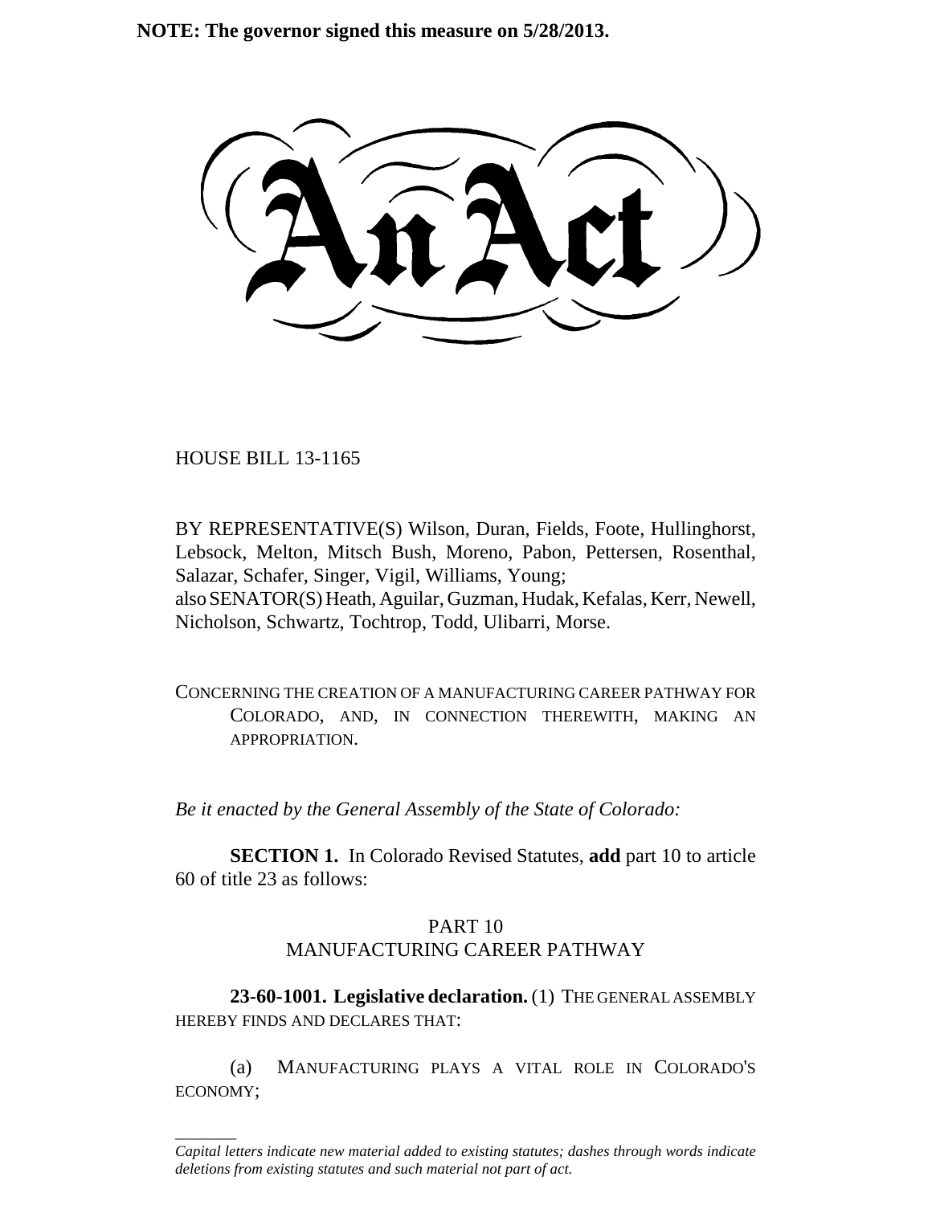**NOTE: The governor signed this measure on 5/28/2013.**

# An Act

HOUSE BILL 13-1165

BY REPRESENTATIVE(S) Wilson, Duran, Fields, Foote, Hullinghorst, Lebsock, Melton, Mitsch Bush, Moreno, Pabon, Pettersen, Rosenthal, Salazar, Schafer, Singer, Vigil, Williams, Young;
also SENATOR(S) Heath, Aguilar, Guzman, Hudak, Kefalas, Kerr, Newell, Nicholson, Schwartz, Tochtrop, Todd, Ulibarri, Morse.

CONCERNING THE CREATION OF A MANUFACTURING CAREER PATHWAY FOR COLORADO, AND, IN CONNECTION THEREWITH, MAKING AN APPROPRIATION.

*Be it enacted by the General Assembly of the State of Colorado:*

**SECTION 1.** In Colorado Revised Statutes, **add** part 10 to article 60 of title 23 as follows:

PART 10
MANUFACTURING CAREER PATHWAY

**23-60-1001. Legislative declaration.** (1) THE GENERAL ASSEMBLY HEREBY FINDS AND DECLARES THAT:

(a) MANUFACTURING PLAYS A VITAL ROLE IN COLORADO'S ECONOMY;

*Capital letters indicate new material added to existing statutes; dashes through words indicate deletions from existing statutes and such material not part of act.*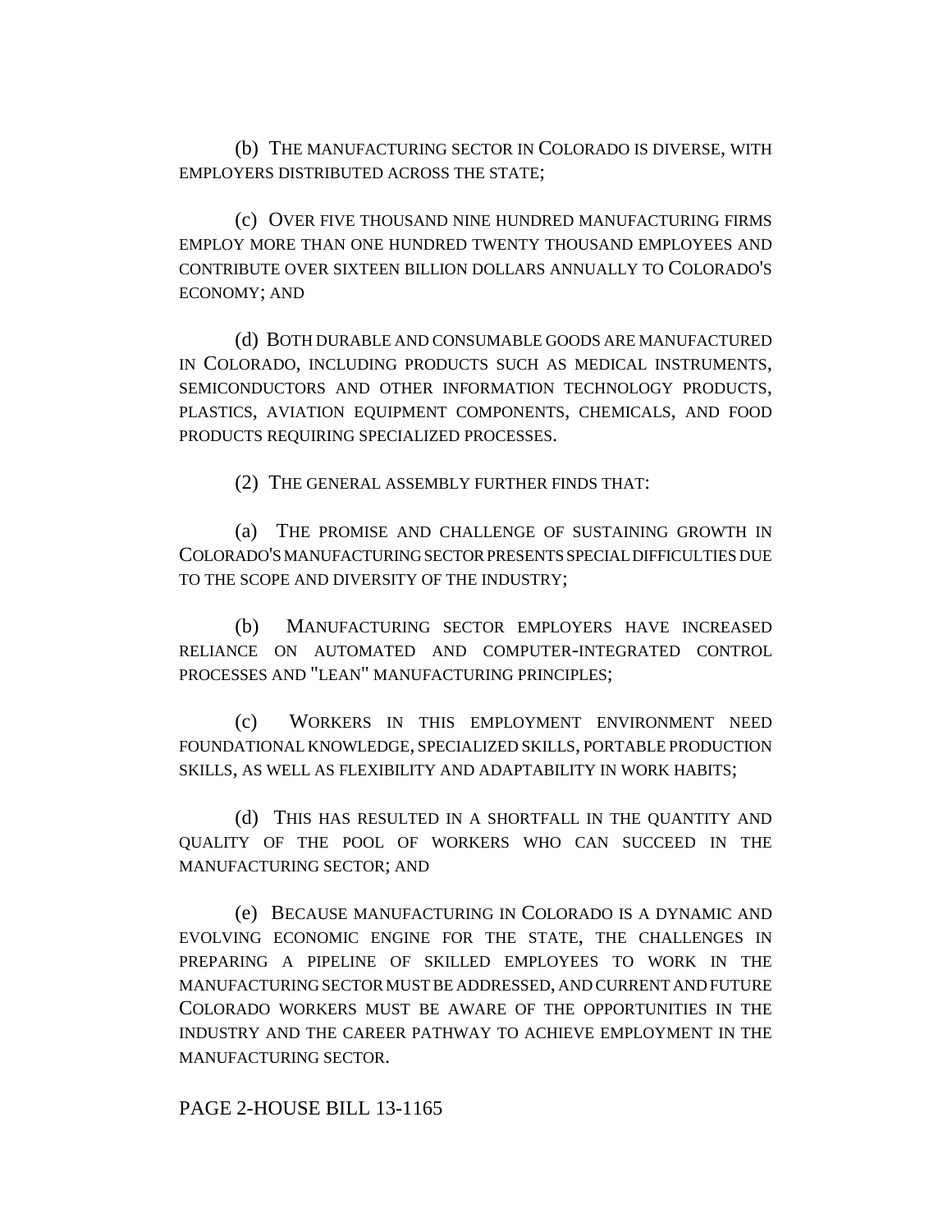(b) THE MANUFACTURING SECTOR IN COLORADO IS DIVERSE, WITH EMPLOYERS DISTRIBUTED ACROSS THE STATE;

(c) OVER FIVE THOUSAND NINE HUNDRED MANUFACTURING FIRMS EMPLOY MORE THAN ONE HUNDRED TWENTY THOUSAND EMPLOYEES AND CONTRIBUTE OVER SIXTEEN BILLION DOLLARS ANNUALLY TO COLORADO'S ECONOMY; AND

(d) BOTH DURABLE AND CONSUMABLE GOODS ARE MANUFACTURED IN COLORADO, INCLUDING PRODUCTS SUCH AS MEDICAL INSTRUMENTS, SEMICONDUCTORS AND OTHER INFORMATION TECHNOLOGY PRODUCTS, PLASTICS, AVIATION EQUIPMENT COMPONENTS, CHEMICALS, AND FOOD PRODUCTS REQUIRING SPECIALIZED PROCESSES.

(2) THE GENERAL ASSEMBLY FURTHER FINDS THAT:

(a) THE PROMISE AND CHALLENGE OF SUSTAINING GROWTH IN COLORADO'S MANUFACTURING SECTOR PRESENTS SPECIAL DIFFICULTIES DUE TO THE SCOPE AND DIVERSITY OF THE INDUSTRY;

(b) MANUFACTURING SECTOR EMPLOYERS HAVE INCREASED RELIANCE ON AUTOMATED AND COMPUTER-INTEGRATED CONTROL PROCESSES AND "LEAN" MANUFACTURING PRINCIPLES;

(c) WORKERS IN THIS EMPLOYMENT ENVIRONMENT NEED FOUNDATIONAL KNOWLEDGE, SPECIALIZED SKILLS, PORTABLE PRODUCTION SKILLS, AS WELL AS FLEXIBILITY AND ADAPTABILITY IN WORK HABITS;

(d) THIS HAS RESULTED IN A SHORTFALL IN THE QUANTITY AND QUALITY OF THE POOL OF WORKERS WHO CAN SUCCEED IN THE MANUFACTURING SECTOR; AND

(e) BECAUSE MANUFACTURING IN COLORADO IS A DYNAMIC AND EVOLVING ECONOMIC ENGINE FOR THE STATE, THE CHALLENGES IN PREPARING A PIPELINE OF SKILLED EMPLOYEES TO WORK IN THE MANUFACTURING SECTOR MUST BE ADDRESSED, AND CURRENT AND FUTURE COLORADO WORKERS MUST BE AWARE OF THE OPPORTUNITIES IN THE INDUSTRY AND THE CAREER PATHWAY TO ACHIEVE EMPLOYMENT IN THE MANUFACTURING SECTOR.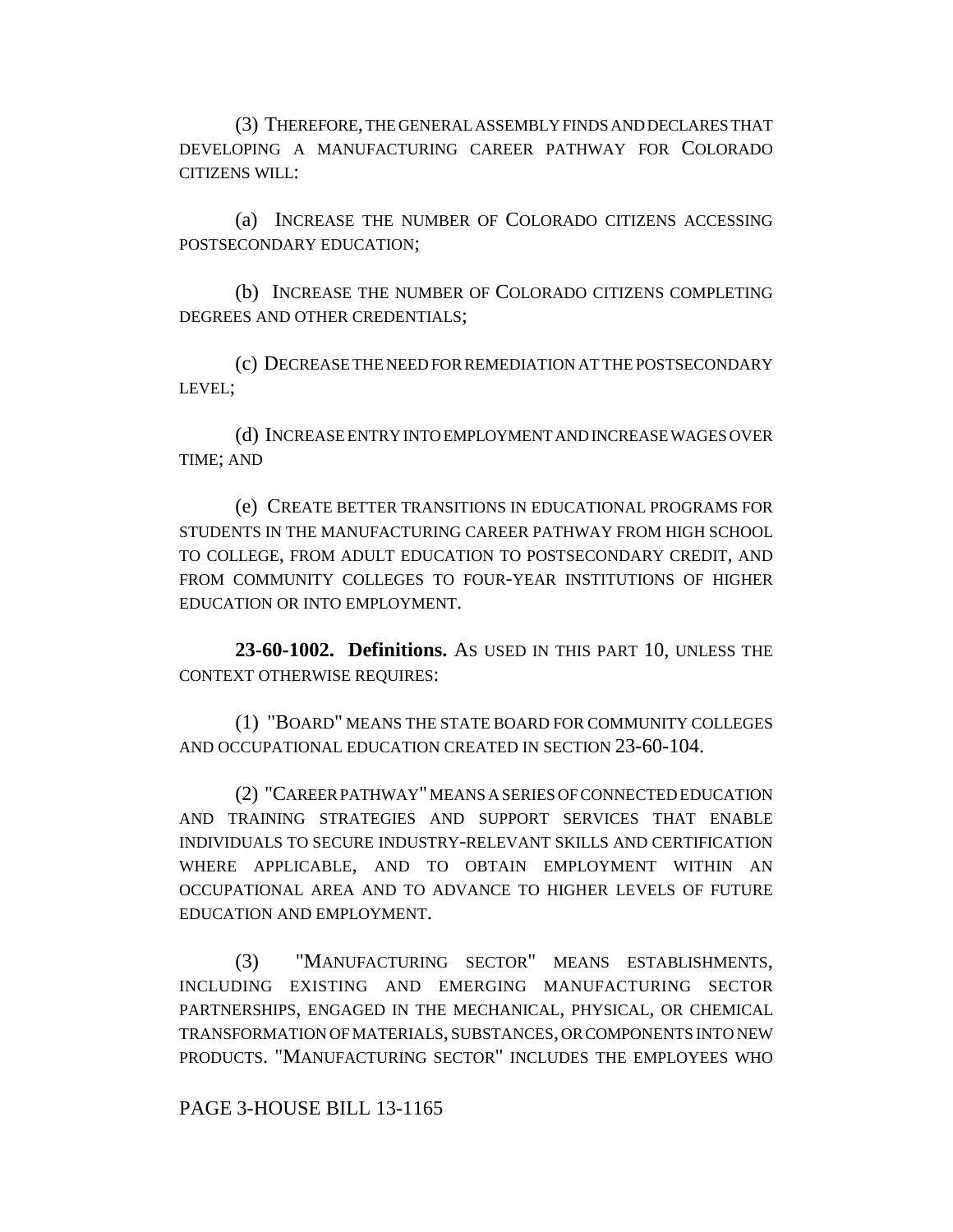(3) THEREFORE, THE GENERAL ASSEMBLY FINDS AND DECLARES THAT DEVELOPING A MANUFACTURING CAREER PATHWAY FOR COLORADO CITIZENS WILL:

(a) INCREASE THE NUMBER OF COLORADO CITIZENS ACCESSING POSTSECONDARY EDUCATION;

(b) INCREASE THE NUMBER OF COLORADO CITIZENS COMPLETING DEGREES AND OTHER CREDENTIALS;

(c) DECREASE THE NEED FOR REMEDIATION AT THE POSTSECONDARY LEVEL;

(d) INCREASE ENTRY INTO EMPLOYMENT AND INCREASE WAGES OVER TIME; AND

(e) CREATE BETTER TRANSITIONS IN EDUCATIONAL PROGRAMS FOR STUDENTS IN THE MANUFACTURING CAREER PATHWAY FROM HIGH SCHOOL TO COLLEGE, FROM ADULT EDUCATION TO POSTSECONDARY CREDIT, AND FROM COMMUNITY COLLEGES TO FOUR-YEAR INSTITUTIONS OF HIGHER EDUCATION OR INTO EMPLOYMENT.

**23-60-1002. Definitions.** AS USED IN THIS PART 10, UNLESS THE CONTEXT OTHERWISE REQUIRES:

(1) "BOARD" MEANS THE STATE BOARD FOR COMMUNITY COLLEGES AND OCCUPATIONAL EDUCATION CREATED IN SECTION 23-60-104.

(2) "CAREER PATHWAY" MEANS A SERIES OF CONNECTED EDUCATION AND TRAINING STRATEGIES AND SUPPORT SERVICES THAT ENABLE INDIVIDUALS TO SECURE INDUSTRY-RELEVANT SKILLS AND CERTIFICATION WHERE APPLICABLE, AND TO OBTAIN EMPLOYMENT WITHIN AN OCCUPATIONAL AREA AND TO ADVANCE TO HIGHER LEVELS OF FUTURE EDUCATION AND EMPLOYMENT.

(3) "MANUFACTURING SECTOR" MEANS ESTABLISHMENTS, INCLUDING EXISTING AND EMERGING MANUFACTURING SECTOR PARTNERSHIPS, ENGAGED IN THE MECHANICAL, PHYSICAL, OR CHEMICAL TRANSFORMATION OF MATERIALS, SUBSTANCES, OR COMPONENTS INTO NEW PRODUCTS. "MANUFACTURING SECTOR" INCLUDES THE EMPLOYEES WHO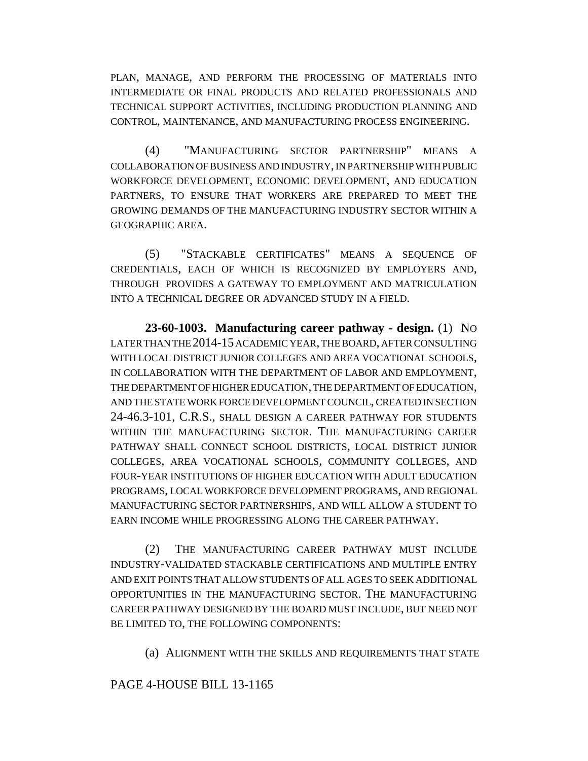PLAN, MANAGE, AND PERFORM THE PROCESSING OF MATERIALS INTO INTERMEDIATE OR FINAL PRODUCTS AND RELATED PROFESSIONALS AND TECHNICAL SUPPORT ACTIVITIES, INCLUDING PRODUCTION PLANNING AND CONTROL, MAINTENANCE, AND MANUFACTURING PROCESS ENGINEERING.

(4) "MANUFACTURING SECTOR PARTNERSHIP" MEANS A COLLABORATION OF BUSINESS AND INDUSTRY, IN PARTNERSHIP WITH PUBLIC WORKFORCE DEVELOPMENT, ECONOMIC DEVELOPMENT, AND EDUCATION PARTNERS, TO ENSURE THAT WORKERS ARE PREPARED TO MEET THE GROWING DEMANDS OF THE MANUFACTURING INDUSTRY SECTOR WITHIN A GEOGRAPHIC AREA.

(5) "STACKABLE CERTIFICATES" MEANS A SEQUENCE OF CREDENTIALS, EACH OF WHICH IS RECOGNIZED BY EMPLOYERS AND, THROUGH PROVIDES A GATEWAY TO EMPLOYMENT AND MATRICULATION INTO A TECHNICAL DEGREE OR ADVANCED STUDY IN A FIELD.

**23-60-1003. Manufacturing career pathway - design.** (1) NO LATER THAN THE 2014-15 ACADEMIC YEAR, THE BOARD, AFTER CONSULTING WITH LOCAL DISTRICT JUNIOR COLLEGES AND AREA VOCATIONAL SCHOOLS, IN COLLABORATION WITH THE DEPARTMENT OF LABOR AND EMPLOYMENT, THE DEPARTMENT OF HIGHER EDUCATION, THE DEPARTMENT OF EDUCATION, AND THE STATE WORK FORCE DEVELOPMENT COUNCIL, CREATED IN SECTION 24-46.3-101, C.R.S., SHALL DESIGN A CAREER PATHWAY FOR STUDENTS WITHIN THE MANUFACTURING SECTOR. THE MANUFACTURING CAREER PATHWAY SHALL CONNECT SCHOOL DISTRICTS, LOCAL DISTRICT JUNIOR COLLEGES, AREA VOCATIONAL SCHOOLS, COMMUNITY COLLEGES, AND FOUR-YEAR INSTITUTIONS OF HIGHER EDUCATION WITH ADULT EDUCATION PROGRAMS, LOCAL WORKFORCE DEVELOPMENT PROGRAMS, AND REGIONAL MANUFACTURING SECTOR PARTNERSHIPS, AND WILL ALLOW A STUDENT TO EARN INCOME WHILE PROGRESSING ALONG THE CAREER PATHWAY.

(2) THE MANUFACTURING CAREER PATHWAY MUST INCLUDE INDUSTRY-VALIDATED STACKABLE CERTIFICATIONS AND MULTIPLE ENTRY AND EXIT POINTS THAT ALLOW STUDENTS OF ALL AGES TO SEEK ADDITIONAL OPPORTUNITIES IN THE MANUFACTURING SECTOR. THE MANUFACTURING CAREER PATHWAY DESIGNED BY THE BOARD MUST INCLUDE, BUT NEED NOT BE LIMITED TO, THE FOLLOWING COMPONENTS:

(a) ALIGNMENT WITH THE SKILLS AND REQUIREMENTS THAT STATE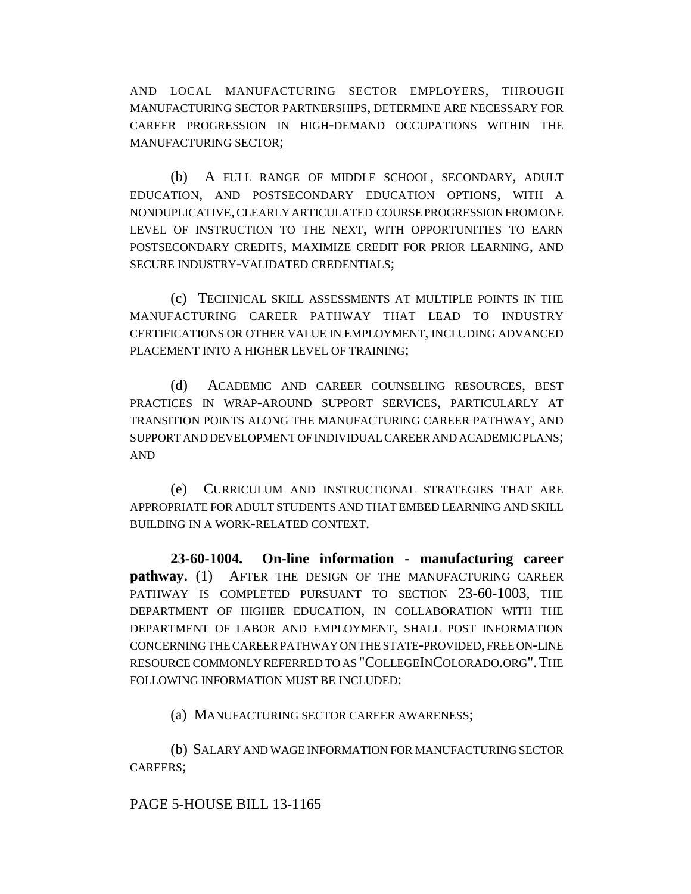AND LOCAL MANUFACTURING SECTOR EMPLOYERS, THROUGH MANUFACTURING SECTOR PARTNERSHIPS, DETERMINE ARE NECESSARY FOR CAREER PROGRESSION IN HIGH-DEMAND OCCUPATIONS WITHIN THE MANUFACTURING SECTOR;

(b) A FULL RANGE OF MIDDLE SCHOOL, SECONDARY, ADULT EDUCATION, AND POSTSECONDARY EDUCATION OPTIONS, WITH A NONDUPLICATIVE, CLEARLY ARTICULATED COURSE PROGRESSION FROM ONE LEVEL OF INSTRUCTION TO THE NEXT, WITH OPPORTUNITIES TO EARN POSTSECONDARY CREDITS, MAXIMIZE CREDIT FOR PRIOR LEARNING, AND SECURE INDUSTRY-VALIDATED CREDENTIALS;

(c) TECHNICAL SKILL ASSESSMENTS AT MULTIPLE POINTS IN THE MANUFACTURING CAREER PATHWAY THAT LEAD TO INDUSTRY CERTIFICATIONS OR OTHER VALUE IN EMPLOYMENT, INCLUDING ADVANCED PLACEMENT INTO A HIGHER LEVEL OF TRAINING;

(d) ACADEMIC AND CAREER COUNSELING RESOURCES, BEST PRACTICES IN WRAP-AROUND SUPPORT SERVICES, PARTICULARLY AT TRANSITION POINTS ALONG THE MANUFACTURING CAREER PATHWAY, AND SUPPORT AND DEVELOPMENT OF INDIVIDUAL CAREER AND ACADEMIC PLANS; AND

(e) CURRICULUM AND INSTRUCTIONAL STRATEGIES THAT ARE APPROPRIATE FOR ADULT STUDENTS AND THAT EMBED LEARNING AND SKILL BUILDING IN A WORK-RELATED CONTEXT.

**23-60-1004. On-line information - manufacturing career pathway.** (1) AFTER THE DESIGN OF THE MANUFACTURING CAREER PATHWAY IS COMPLETED PURSUANT TO SECTION 23-60-1003, THE DEPARTMENT OF HIGHER EDUCATION, IN COLLABORATION WITH THE DEPARTMENT OF LABOR AND EMPLOYMENT, SHALL POST INFORMATION CONCERNING THE CAREER PATHWAY ON THE STATE-PROVIDED, FREE ON-LINE RESOURCE COMMONLY REFERRED TO AS "COLLEGEINCOLORADO.ORG". THE FOLLOWING INFORMATION MUST BE INCLUDED:

(a) MANUFACTURING SECTOR CAREER AWARENESS;

(b) SALARY AND WAGE INFORMATION FOR MANUFACTURING SECTOR CAREERS;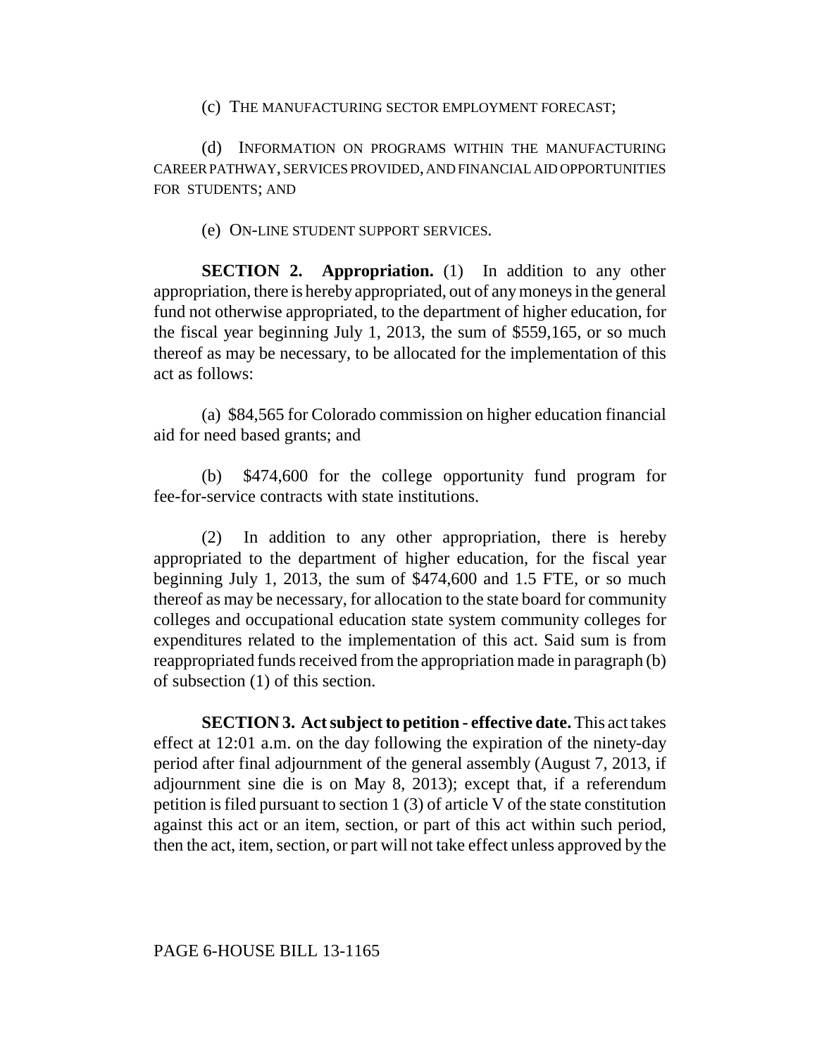(c) THE MANUFACTURING SECTOR EMPLOYMENT FORECAST;

(d) INFORMATION ON PROGRAMS WITHIN THE MANUFACTURING CAREER PATHWAY, SERVICES PROVIDED, AND FINANCIAL AID OPPORTUNITIES FOR STUDENTS; AND

(e) ON-LINE STUDENT SUPPORT SERVICES.

**SECTION 2. Appropriation.** (1) In addition to any other appropriation, there is hereby appropriated, out of any moneys in the general fund not otherwise appropriated, to the department of higher education, for the fiscal year beginning July 1, 2013, the sum of $559,165, or so much thereof as may be necessary, to be allocated for the implementation of this act as follows:

(a) $84,565 for Colorado commission on higher education financial aid for need based grants; and

(b) $474,600 for the college opportunity fund program for fee-for-service contracts with state institutions.

(2) In addition to any other appropriation, there is hereby appropriated to the department of higher education, for the fiscal year beginning July 1, 2013, the sum of $474,600 and 1.5 FTE, or so much thereof as may be necessary, for allocation to the state board for community colleges and occupational education state system community colleges for expenditures related to the implementation of this act. Said sum is from reappropriated funds received from the appropriation made in paragraph (b) of subsection (1) of this section.

**SECTION 3. Act subject to petition - effective date.** This act takes effect at 12:01 a.m. on the day following the expiration of the ninety-day period after final adjournment of the general assembly (August 7, 2013, if adjournment sine die is on May 8, 2013); except that, if a referendum petition is filed pursuant to section 1 (3) of article V of the state constitution against this act or an item, section, or part of this act within such period, then the act, item, section, or part will not take effect unless approved by the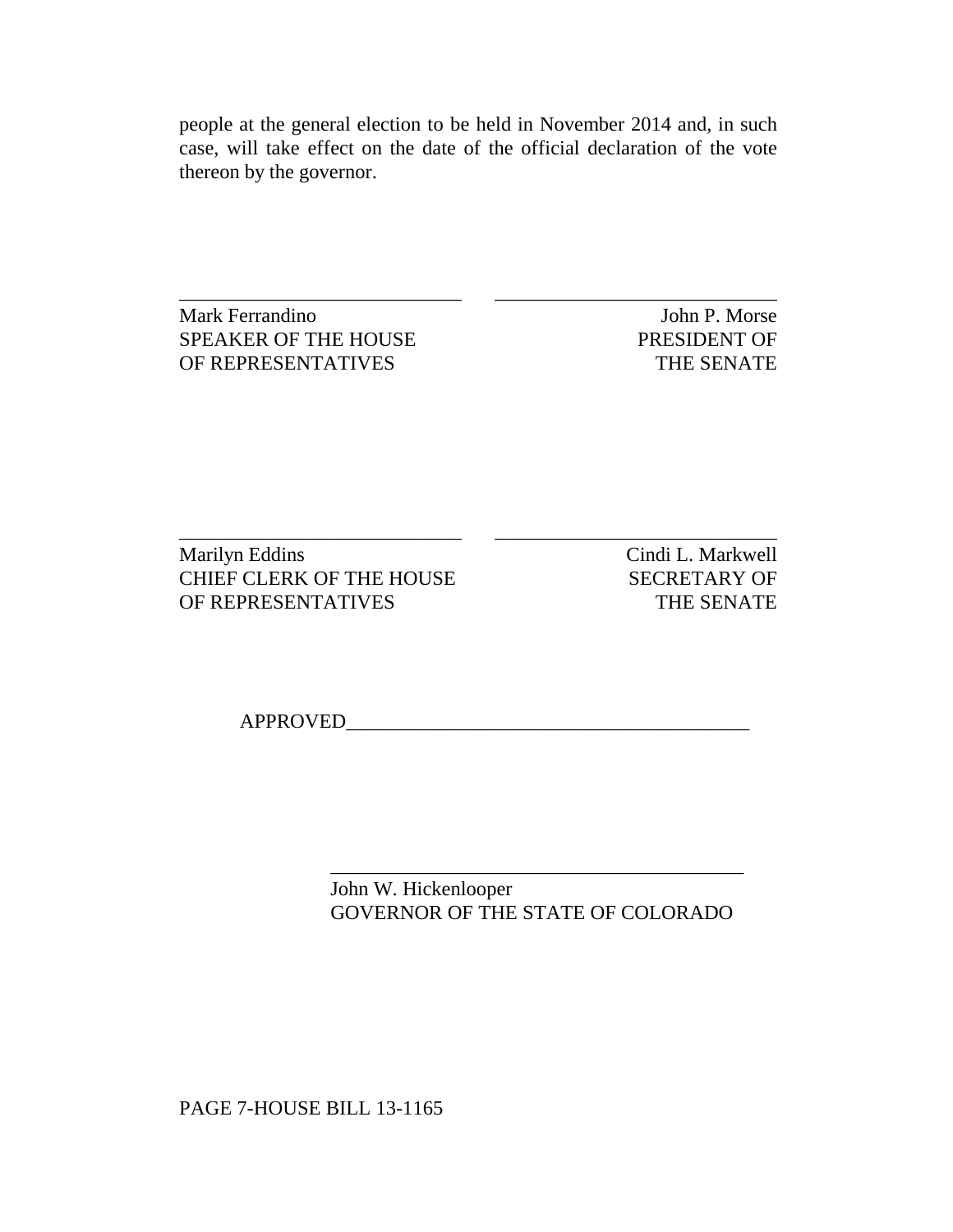people at the general election to be held in November 2014 and, in such case, will take effect on the date of the official declaration of the vote thereon by the governor.

| | |
|---|---|
| \_\_\_\_\_\_\_\_\_\_\_\_\_\_\_\_\_\_\_\_\_\_\_\_\_\_\_\_ | \_\_\_\_\_\_\_\_\_\_\_\_\_\_\_\_\_\_\_\_\_\_\_\_\_\_\_\_ |
| Mark Ferrandino<br>SPEAKER OF THE HOUSE<br>OF REPRESENTATIVES | John P. Morse<br>PRESIDENT OF<br>THE SENATE |

| | |
|---|---|
| \_\_\_\_\_\_\_\_\_\_\_\_\_\_\_\_\_\_\_\_\_\_\_\_\_\_\_\_ | \_\_\_\_\_\_\_\_\_\_\_\_\_\_\_\_\_\_\_\_\_\_\_\_\_\_\_\_ |
| Marilyn Eddins<br>CHIEF CLERK OF THE HOUSE<br>OF REPRESENTATIVES | Cindi L. Markwell<br>SECRETARY OF<br>THE SENATE |

APPROVED\_\_\_\_\_\_\_\_\_\_\_\_\_\_\_\_\_\_\_\_\_\_\_\_\_\_\_\_\_\_\_\_\_\_\_\_\_\_\_\_

\_\_\_\_\_\_\_\_\_\_\_\_\_\_\_\_\_\_\_\_\_\_\_\_\_\_\_\_\_\_\_\_\_\_\_\_\_\_\_\_\_\_

John W. Hickenlooper
GOVERNOR OF THE STATE OF COLORADO

PAGE 7-HOUSE BILL 13-1165